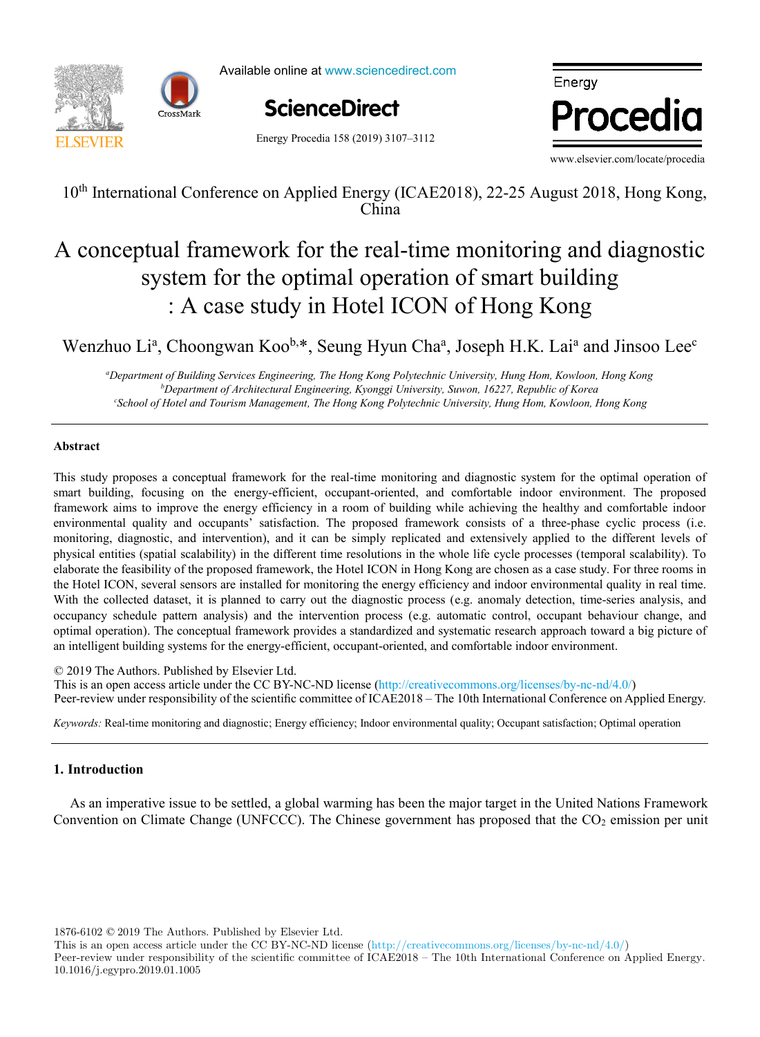10th International Conference on Applied Energy (ICAE2018), 22-25 August 2018, Hong Kong, China

# A conceptual framework for the real-time monitoring and diagnostic system for the optimal operation of smart building : A case study in Hotel ICON of Hong Kong

Wenzhuo Li[a], Choongwan Koo[b,*], Seung Hyun Cha[a], Joseph H.K. Lai[a] and Jinsoo Lee[c]

[a]*Department of Building Services Engineering, The Hong Kong Polytechnic University, Hung Hom, Kowloon, Hong Kong*
[b]*Department of Architectural Engineering, Kyonggi University, Suwon, 16227, Republic of Korea*
[c]*School of Hotel and Tourism Management, The Hong Kong Polytechnic University, Hung Hom, Kowloon, Hong Kong*

## Abstract

This study proposes a conceptual framework for the real-time monitoring and diagnostic system for the optimal operation of smart building, focusing on the energy-efficient, occupant-oriented, and comfortable indoor environment. The proposed framework aims to improve the energy efficiency in a room of building while achieving the healthy and comfortable indoor environmental quality and occupants' satisfaction. The proposed framework consists of a three-phase cyclic process (i.e. monitoring, diagnostic, and intervention), and it can be simply replicated and extensively applied to the different levels of physical entities (spatial scalability) in the different time resolutions in the whole life cycle processes (temporal scalability). To elaborate the feasibility of the proposed framework, the Hotel ICON in Hong Kong are chosen as a case study. For three rooms in the Hotel ICON, several sensors are installed for monitoring the energy efficiency and indoor environmental quality in real time. With the collected dataset, it is planned to carry out the diagnostic process (e.g. anomaly detection, time-series analysis, and occupancy schedule pattern analysis) and the intervention process (e.g. automatic control, occupant behaviour change, and optimal operation). The conceptual framework provides a standardized and systematic research approach toward a big picture of an intelligent building systems for the energy-efficient, occupant-oriented, and comfortable indoor environment.

© 2019 The Authors. Published by Elsevier Ltd.
This is an open access article under the CC BY-NC-ND license (http://creativecommons.org/licenses/by-nc-nd/4.0/)
Peer-review under responsibility of the scientific committee of ICAE2018 – The 10th International Conference on Applied Energy.

*Keywords:* Real-time monitoring and diagnostic; Energy efficiency; Indoor environmental quality; Occupant satisfaction; Optimal operation

## 1. Introduction

As an imperative issue to be settled, a global warming has been the major target in the United Nations Framework Convention on Climate Change (UNFCCC). The Chinese government has proposed that the $CO_2$ emission per unit

1876-6102 © 2019 The Authors. Published by Elsevier Ltd.
This is an open access article under the CC BY-NC-ND license (http://creativecommons.org/licenses/by-nc-nd/4.0/)
Peer-review under responsibility of the scientific committee of ICAE2018 – The 10th International Conference on Applied Energy.
10.1016/j.egypro.2019.01.1005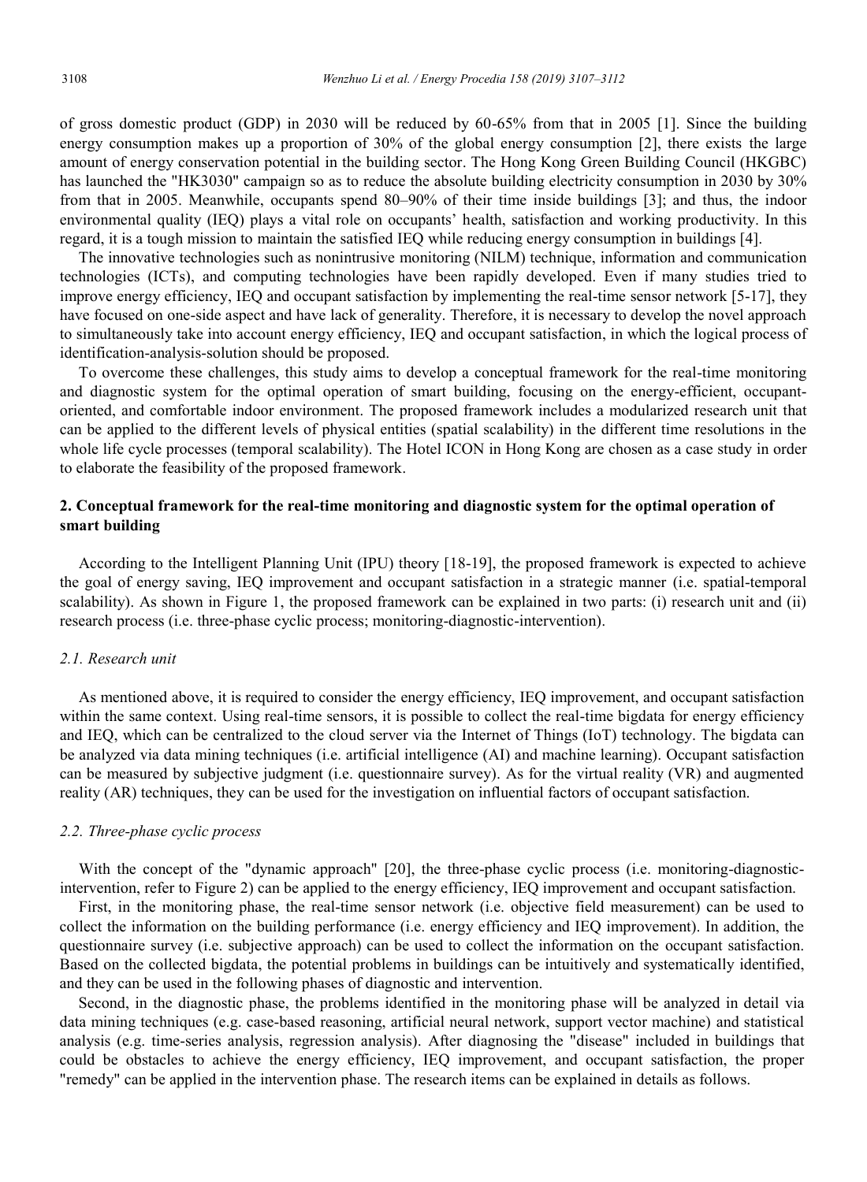of gross domestic product (GDP) in 2030 will be reduced by 60-65% from that in 2005 [1]. Since the building energy consumption makes up a proportion of 30% of the global energy consumption [2], there exists the large amount of energy conservation potential in the building sector. The Hong Kong Green Building Council (HKGBC) has launched the "HK3030" campaign so as to reduce the absolute building electricity consumption in 2030 by 30% from that in 2005. Meanwhile, occupants spend 80–90% of their time inside buildings [3]; and thus, the indoor environmental quality (IEQ) plays a vital role on occupants' health, satisfaction and working productivity. In this regard, it is a tough mission to maintain the satisfied IEQ while reducing energy consumption in buildings [4].

The innovative technologies such as nonintrusive monitoring (NILM) technique, information and communication technologies (ICTs), and computing technologies have been rapidly developed. Even if many studies tried to improve energy efficiency, IEQ and occupant satisfaction by implementing the real-time sensor network [5-17], they have focused on one-side aspect and have lack of generality. Therefore, it is necessary to develop the novel approach to simultaneously take into account energy efficiency, IEQ and occupant satisfaction, in which the logical process of identification-analysis-solution should be proposed.

To overcome these challenges, this study aims to develop a conceptual framework for the real-time monitoring and diagnostic system for the optimal operation of smart building, focusing on the energy-efficient, occupant-oriented, and comfortable indoor environment. The proposed framework includes a modularized research unit that can be applied to the different levels of physical entities (spatial scalability) in the different time resolutions in the whole life cycle processes (temporal scalability). The Hotel ICON in Hong Kong are chosen as a case study in order to elaborate the feasibility of the proposed framework.

## 2. Conceptual framework for the real-time monitoring and diagnostic system for the optimal operation of smart building

According to the Intelligent Planning Unit (IPU) theory [18-19], the proposed framework is expected to achieve the goal of energy saving, IEQ improvement and occupant satisfaction in a strategic manner (i.e. spatial-temporal scalability). As shown in Figure 1, the proposed framework can be explained in two parts: (i) research unit and (ii) research process (i.e. three-phase cyclic process; monitoring-diagnostic-intervention).

### *2.1. Research unit*

As mentioned above, it is required to consider the energy efficiency, IEQ improvement, and occupant satisfaction within the same context. Using real-time sensors, it is possible to collect the real-time bigdata for energy efficiency and IEQ, which can be centralized to the cloud server via the Internet of Things (IoT) technology. The bigdata can be analyzed via data mining techniques (i.e. artificial intelligence (AI) and machine learning). Occupant satisfaction can be measured by subjective judgment (i.e. questionnaire survey). As for the virtual reality (VR) and augmented reality (AR) techniques, they can be used for the investigation on influential factors of occupant satisfaction.

### *2.2. Three-phase cyclic process*

With the concept of the "dynamic approach" [20], the three-phase cyclic process (i.e. monitoring-diagnostic-intervention, refer to Figure 2) can be applied to the energy efficiency, IEQ improvement and occupant satisfaction.

First, in the monitoring phase, the real-time sensor network (i.e. objective field measurement) can be used to collect the information on the building performance (i.e. energy efficiency and IEQ improvement). In addition, the questionnaire survey (i.e. subjective approach) can be used to collect the information on the occupant satisfaction. Based on the collected bigdata, the potential problems in buildings can be intuitively and systematically identified, and they can be used in the following phases of diagnostic and intervention.

Second, in the diagnostic phase, the problems identified in the monitoring phase will be analyzed in detail via data mining techniques (e.g. case-based reasoning, artificial neural network, support vector machine) and statistical analysis (e.g. time-series analysis, regression analysis). After diagnosing the "disease" included in buildings that could be obstacles to achieve the energy efficiency, IEQ improvement, and occupant satisfaction, the proper "remedy" can be applied in the intervention phase. The research items can be explained in details as follows.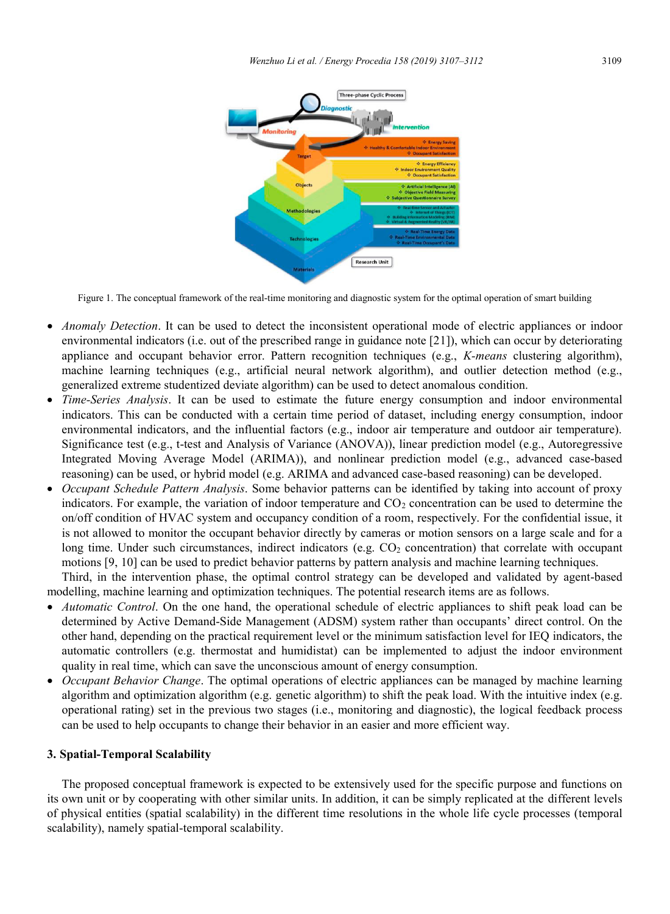Figure 1. The conceptual framework of the real-time monitoring and diagnostic system for the optimal operation of smart building

- *Anomaly Detection*. It can be used to detect the inconsistent operational mode of electric appliances or indoor environmental indicators (i.e. out of the prescribed range in guidance note [21]), which can occur by deteriorating appliance and occupant behavior error. Pattern recognition techniques (e.g., *K-means* clustering algorithm), machine learning techniques (e.g., artificial neural network algorithm), and outlier detection method (e.g., generalized extreme studentized deviate algorithm) can be used to detect anomalous condition.
- *Time-Series Analysis*. It can be used to estimate the future energy consumption and indoor environmental indicators. This can be conducted with a certain time period of dataset, including energy consumption, indoor environmental indicators, and the influential factors (e.g., indoor air temperature and outdoor air temperature). Significance test (e.g., t-test and Analysis of Variance (ANOVA)), linear prediction model (e.g., Autoregressive Integrated Moving Average Model (ARIMA)), and nonlinear prediction model (e.g., advanced case-based reasoning) can be used, or hybrid model (e.g. ARIMA and advanced case-based reasoning) can be developed.
- *Occupant Schedule Pattern Analysis*. Some behavior patterns can be identified by taking into account of proxy indicators. For example, the variation of indoor temperature and $CO_2$ concentration can be used to determine the on/off condition of HVAC system and occupancy condition of a room, respectively. For the confidential issue, it is not allowed to monitor the occupant behavior directly by cameras or motion sensors on a large scale and for a long time. Under such circumstances, indirect indicators (e.g. $CO_2$ concentration) that correlate with occupant motions [9, 10] can be used to predict behavior patterns by pattern analysis and machine learning techniques.

Third, in the intervention phase, the optimal control strategy can be developed and validated by agent-based modelling, machine learning and optimization techniques. The potential research items are as follows.

- *Automatic Control*. On the one hand, the operational schedule of electric appliances to shift peak load can be determined by Active Demand-Side Management (ADSM) system rather than occupants' direct control. On the other hand, depending on the practical requirement level or the minimum satisfaction level for IEQ indicators, the automatic controllers (e.g. thermostat and humidistat) can be implemented to adjust the indoor environment quality in real time, which can save the unconscious amount of energy consumption.
- *Occupant Behavior Change*. The optimal operations of electric appliances can be managed by machine learning algorithm and optimization algorithm (e.g. genetic algorithm) to shift the peak load. With the intuitive index (e.g. operational rating) set in the previous two stages (i.e., monitoring and diagnostic), the logical feedback process can be used to help occupants to change their behavior in an easier and more efficient way.

## 3. Spatial-Temporal Scalability

The proposed conceptual framework is expected to be extensively used for the specific purpose and functions on its own unit or by cooperating with other similar units. In addition, it can be simply replicated at the different levels of physical entities (spatial scalability) in the different time resolutions in the whole life cycle processes (temporal scalability), namely spatial-temporal scalability.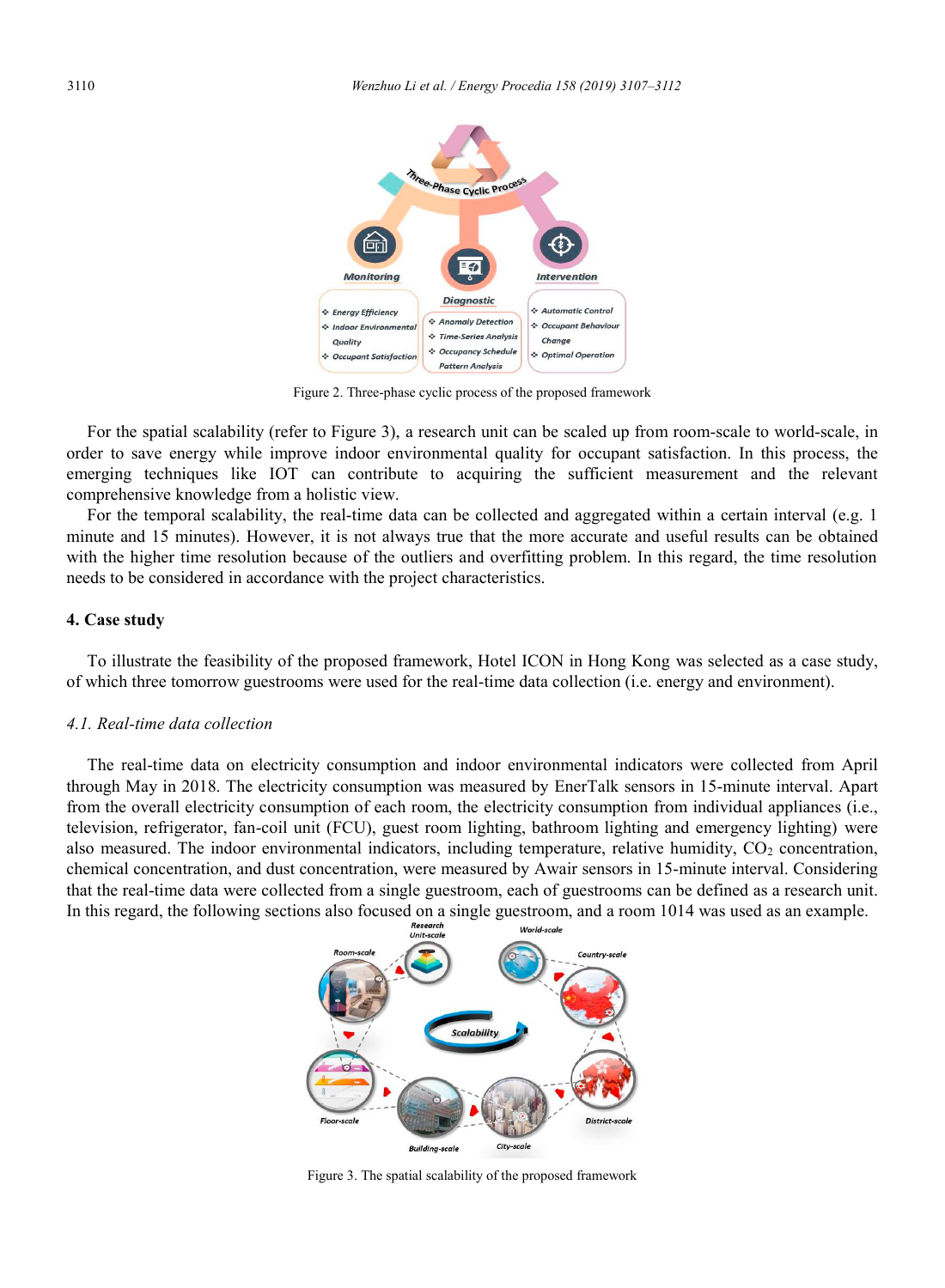Figure 2. Three-phase cyclic process of the proposed framework

For the spatial scalability (refer to Figure 3), a research unit can be scaled up from room-scale to world-scale, in order to save energy while improve indoor environmental quality for occupant satisfaction. In this process, the emerging techniques like IOT can contribute to acquiring the sufficient measurement and the relevant comprehensive knowledge from a holistic view.

For the temporal scalability, the real-time data can be collected and aggregated within a certain interval (e.g. 1 minute and 15 minutes). However, it is not always true that the more accurate and useful results can be obtained with the higher time resolution because of the outliers and overfitting problem. In this regard, the time resolution needs to be considered in accordance with the project characteristics.

## 4. Case study

To illustrate the feasibility of the proposed framework, Hotel ICON in Hong Kong was selected as a case study, of which three tomorrow guestrooms were used for the real-time data collection (i.e. energy and environment).

### *4.1. Real-time data collection*

The real-time data on electricity consumption and indoor environmental indicators were collected from April through May in 2018. The electricity consumption was measured by EnerTalk sensors in 15-minute interval. Apart from the overall electricity consumption of each room, the electricity consumption from individual appliances (i.e., television, refrigerator, fan-coil unit (FCU), guest room lighting, bathroom lighting and emergency lighting) were also measured. The indoor environmental indicators, including temperature, relative humidity, $CO_2$ concentration, chemical concentration, and dust concentration, were measured by Awair sensors in 15-minute interval. Considering that the real-time data were collected from a single guestroom, each of guestrooms can be defined as a research unit. In this regard, the following sections also focused on a single guestroom, and a room 1014 was used as an example.

Figure 3. The spatial scalability of the proposed framework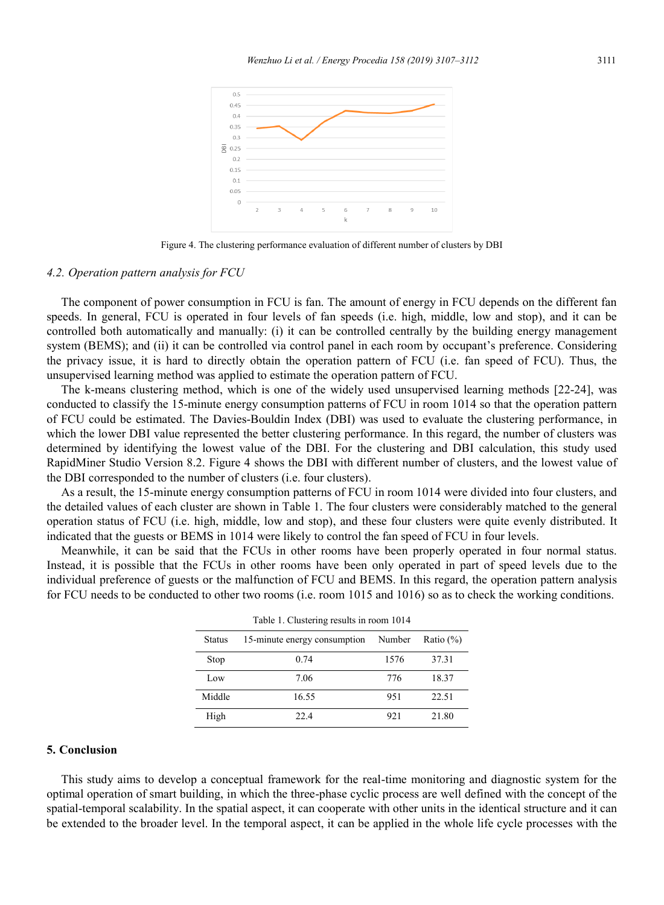Figure 4. The clustering performance evaluation of different number of clusters by DBI

### *4.2. Operation pattern analysis for FCU*

The component of power consumption in FCU is fan. The amount of energy in FCU depends on the different fan speeds. In general, FCU is operated in four levels of fan speeds (i.e. high, middle, low and stop), and it can be controlled both automatically and manually: (i) it can be controlled centrally by the building energy management system (BEMS); and (ii) it can be controlled via control panel in each room by occupant's preference. Considering the privacy issue, it is hard to directly obtain the operation pattern of FCU (i.e. fan speed of FCU). Thus, the unsupervised learning method was applied to estimate the operation pattern of FCU.

The k-means clustering method, which is one of the widely used unsupervised learning methods [22-24], was conducted to classify the 15-minute energy consumption patterns of FCU in room 1014 so that the operation pattern of FCU could be estimated. The Davies-Bouldin Index (DBI) was used to evaluate the clustering performance, in which the lower DBI value represented the better clustering performance. In this regard, the number of clusters was determined by identifying the lowest value of the DBI. For the clustering and DBI calculation, this study used RapidMiner Studio Version 8.2. Figure 4 shows the DBI with different number of clusters, and the lowest value of the DBI corresponded to the number of clusters (i.e. four clusters).

As a result, the 15-minute energy consumption patterns of FCU in room 1014 were divided into four clusters, and the detailed values of each cluster are shown in Table 1. The four clusters were considerably matched to the general operation status of FCU (i.e. high, middle, low and stop), and these four clusters were quite evenly distributed. It indicated that the guests or BEMS in 1014 were likely to control the fan speed of FCU in four levels.

Meanwhile, it can be said that the FCUs in other rooms have been properly operated in four normal status. Instead, it is possible that the FCUs in other rooms have been only operated in part of speed levels due to the individual preference of guests or the malfunction of FCU and BEMS. In this regard, the operation pattern analysis for FCU needs to be conducted to other two rooms (i.e. room 1015 and 1016) so as to check the working conditions.

Table 1. Clustering results in room 1014

| Status | 15-minute energy consumption | Number | Ratio (%) |
|---|---|---|---|
| Stop | 0.74 | 1576 | 37.31 |
| Low | 7.06 | 776 | 18.37 |
| Middle | 16.55 | 951 | 22.51 |
| High | 22.4 | 921 | 21.80 |

## 5. Conclusion

This study aims to develop a conceptual framework for the real-time monitoring and diagnostic system for the optimal operation of smart building, in which the three-phase cyclic process are well defined with the concept of the spatial-temporal scalability. In the spatial aspect, it can cooperate with other units in the identical structure and it can be extended to the broader level. In the temporal aspect, it can be applied in the whole life cycle processes with the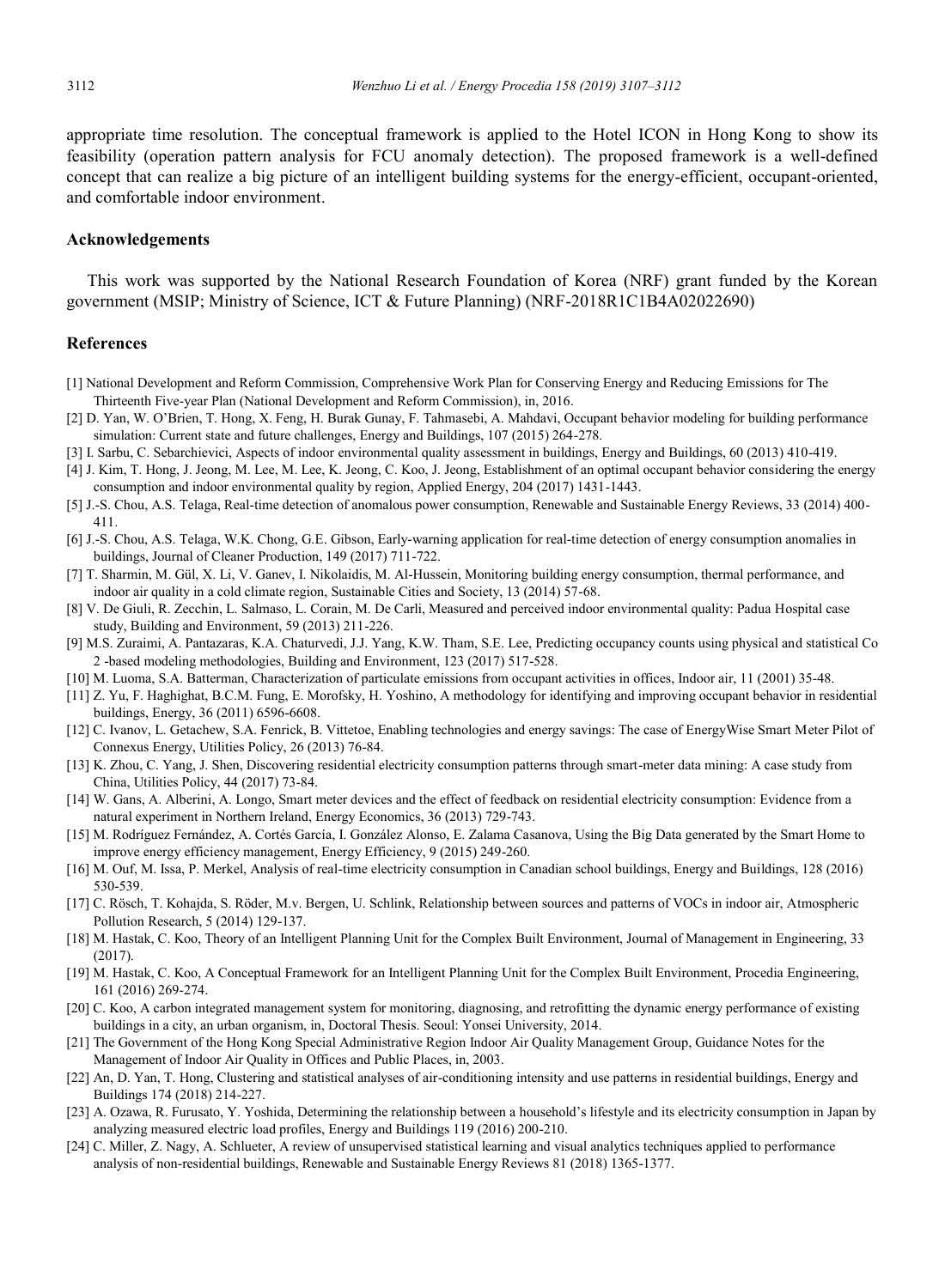appropriate time resolution. The conceptual framework is applied to the Hotel ICON in Hong Kong to show its feasibility (operation pattern analysis for FCU anomaly detection). The proposed framework is a well-defined concept that can realize a big picture of an intelligent building systems for the energy-efficient, occupant-oriented, and comfortable indoor environment.

## Acknowledgements

This work was supported by the National Research Foundation of Korea (NRF) grant funded by the Korean government (MSIP; Ministry of Science, ICT & Future Planning) (NRF-2018R1C1B4A02022690)

## References

[1] National Development and Reform Commission, Comprehensive Work Plan for Conserving Energy and Reducing Emissions for The Thirteenth Five-year Plan (National Development and Reform Commission), in, 2016.

[2] D. Yan, W. O'Brien, T. Hong, X. Feng, H. Burak Gunay, F. Tahmasebi, A. Mahdavi, Occupant behavior modeling for building performance simulation: Current state and future challenges, Energy and Buildings, 107 (2015) 264-278.

[3] I. Sarbu, C. Sebarchievici, Aspects of indoor environmental quality assessment in buildings, Energy and Buildings, 60 (2013) 410-419.

[4] J. Kim, T. Hong, J. Jeong, M. Lee, M. Lee, K. Jeong, C. Koo, J. Jeong, Establishment of an optimal occupant behavior considering the energy consumption and indoor environmental quality by region, Applied Energy, 204 (2017) 1431-1443.

[5] J.-S. Chou, A.S. Telaga, Real-time detection of anomalous power consumption, Renewable and Sustainable Energy Reviews, 33 (2014) 400-411.

[6] J.-S. Chou, A.S. Telaga, W.K. Chong, G.E. Gibson, Early-warning application for real-time detection of energy consumption anomalies in buildings, Journal of Cleaner Production, 149 (2017) 711-722.

[7] T. Sharmin, M. Gül, X. Li, V. Ganev, I. Nikolaidis, M. Al-Hussein, Monitoring building energy consumption, thermal performance, and indoor air quality in a cold climate region, Sustainable Cities and Society, 13 (2014) 57-68.

[8] V. De Giuli, R. Zecchin, L. Salmaso, L. Corain, M. De Carli, Measured and perceived indoor environmental quality: Padua Hospital case study, Building and Environment, 59 (2013) 211-226.

[9] M.S. Zuraimi, A. Pantazaras, K.A. Chaturvedi, J.J. Yang, K.W. Tham, S.E. Lee, Predicting occupancy counts using physical and statistical Co 2 -based modeling methodologies, Building and Environment, 123 (2017) 517-528.

[10] M. Luoma, S.A. Batterman, Characterization of particulate emissions from occupant activities in offices, Indoor air, 11 (2001) 35-48.

[11] Z. Yu, F. Haghighat, B.C.M. Fung, E. Morofsky, H. Yoshino, A methodology for identifying and improving occupant behavior in residential buildings, Energy, 36 (2011) 6596-6608.

[12] C. Ivanov, L. Getachew, S.A. Fenrick, B. Vittetoe, Enabling technologies and energy savings: The case of EnergyWise Smart Meter Pilot of Connexus Energy, Utilities Policy, 26 (2013) 76-84.

[13] K. Zhou, C. Yang, J. Shen, Discovering residential electricity consumption patterns through smart-meter data mining: A case study from China, Utilities Policy, 44 (2017) 73-84.

[14] W. Gans, A. Alberini, A. Longo, Smart meter devices and the effect of feedback on residential electricity consumption: Evidence from a natural experiment in Northern Ireland, Energy Economics, 36 (2013) 729-743.

[15] M. Rodríguez Fernández, A. Cortés García, I. González Alonso, E. Zalama Casanova, Using the Big Data generated by the Smart Home to improve energy efficiency management, Energy Efficiency, 9 (2015) 249-260.

[16] M. Ouf, M. Issa, P. Merkel, Analysis of real-time electricity consumption in Canadian school buildings, Energy and Buildings, 128 (2016) 530-539.

[17] C. Rösch, T. Kohajda, S. Röder, M.v. Bergen, U. Schlink, Relationship between sources and patterns of VOCs in indoor air, Atmospheric Pollution Research, 5 (2014) 129-137.

[18] M. Hastak, C. Koo, Theory of an Intelligent Planning Unit for the Complex Built Environment, Journal of Management in Engineering, 33 (2017).

[19] M. Hastak, C. Koo, A Conceptual Framework for an Intelligent Planning Unit for the Complex Built Environment, Procedia Engineering, 161 (2016) 269-274.

[20] C. Koo, A carbon integrated management system for monitoring, diagnosing, and retrofitting the dynamic energy performance of existing buildings in a city, an urban organism, in, Doctoral Thesis. Seoul: Yonsei University, 2014.

[21] The Government of the Hong Kong Special Administrative Region Indoor Air Quality Management Group, Guidance Notes for the Management of Indoor Air Quality in Offices and Public Places, in, 2003.

[22] An, D. Yan, T. Hong, Clustering and statistical analyses of air-conditioning intensity and use patterns in residential buildings, Energy and Buildings 174 (2018) 214-227.

[23] A. Ozawa, R. Furusato, Y. Yoshida, Determining the relationship between a household's lifestyle and its electricity consumption in Japan by analyzing measured electric load profiles, Energy and Buildings 119 (2016) 200-210.

[24] C. Miller, Z. Nagy, A. Schlueter, A review of unsupervised statistical learning and visual analytics techniques applied to performance analysis of non-residential buildings, Renewable and Sustainable Energy Reviews 81 (2018) 1365-1377.